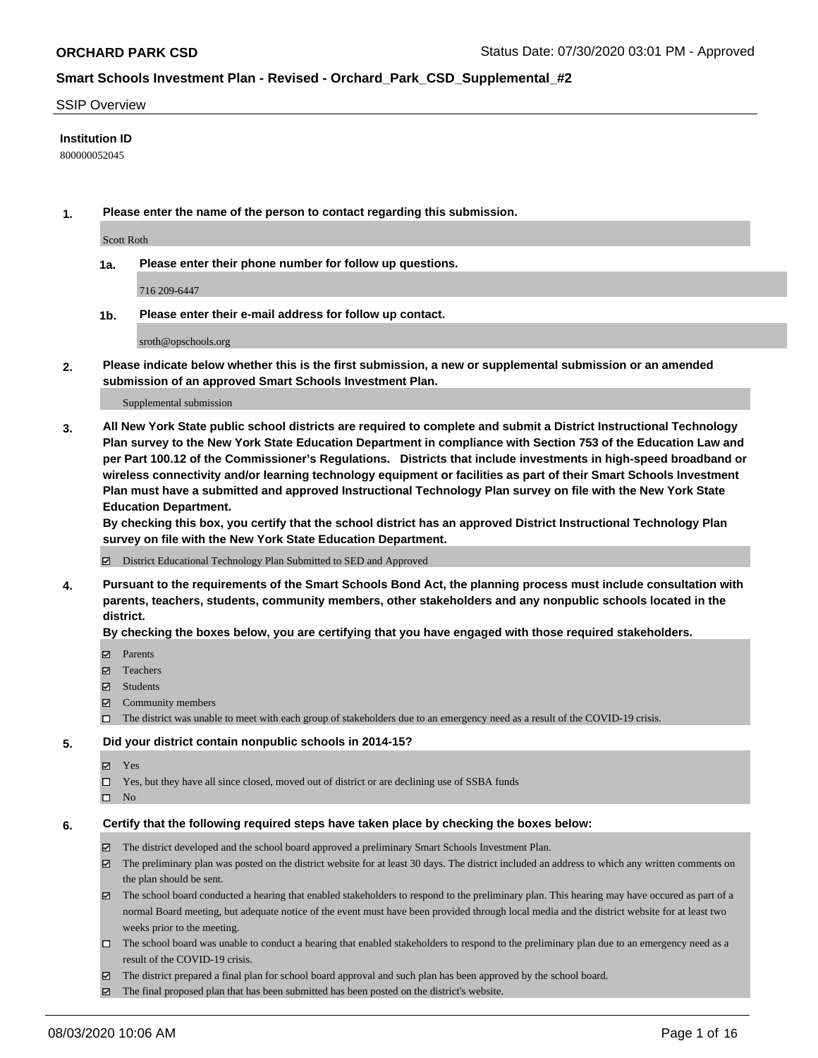**ORCHARD PARK CSD**

Status Date: 07/30/2020 03:01 PM - Approved

## Smart Schools Investment Plan - Revised - Orchard_Park_CSD_Supplemental_#2

SSIP Overview

**Institution ID**

800000052045

**1. Please enter the name of the person to contact regarding this submission.**

Scott Roth

**1a. Please enter their phone number for follow up questions.**

716 209-6447

**1b. Please enter their e-mail address for follow up contact.**

sroth@opschools.org

**2. Please indicate below whether this is the first submission, a new or supplemental submission or an amended submission of an approved Smart Schools Investment Plan.**

Supplemental submission

**3. All New York State public school districts are required to complete and submit a District Instructional Technology Plan survey to the New York State Education Department in compliance with Section 753 of the Education Law and per Part 100.12 of the Commissioner's Regulations. Districts that include investments in high-speed broadband or wireless connectivity and/or learning technology equipment or facilities as part of their Smart Schools Investment Plan must have a submitted and approved Instructional Technology Plan survey on file with the New York State Education Department.**
**By checking this box, you certify that the school district has an approved District Instructional Technology Plan survey on file with the New York State Education Department.**

☑ District Educational Technology Plan Submitted to SED and Approved

**4. Pursuant to the requirements of the Smart Schools Bond Act, the planning process must include consultation with parents, teachers, students, community members, other stakeholders and any nonpublic schools located in the district.**
**By checking the boxes below, you are certifying that you have engaged with those required stakeholders.**

☑ Parents
☑ Teachers
☑ Students
☑ Community members
☐ The district was unable to meet with each group of stakeholders due to an emergency need as a result of the COVID-19 crisis.

**5. Did your district contain nonpublic schools in 2014-15?**

☑ Yes
☐ Yes, but they have all since closed, moved out of district or are declining use of SSBA funds
☐ No

**6. Certify that the following required steps have taken place by checking the boxes below:**

☑ The district developed and the school board approved a preliminary Smart Schools Investment Plan.
☑ The preliminary plan was posted on the district website for at least 30 days. The district included an address to which any written comments on the plan should be sent.
☑ The school board conducted a hearing that enabled stakeholders to respond to the preliminary plan. This hearing may have occured as part of a normal Board meeting, but adequate notice of the event must have been provided through local media and the district website for at least two weeks prior to the meeting.
☐ The school board was unable to conduct a hearing that enabled stakeholders to respond to the preliminary plan due to an emergency need as a result of the COVID-19 crisis.
☑ The district prepared a final plan for school board approval and such plan has been approved by the school board.
☑ The final proposed plan that has been submitted has been posted on the district's website.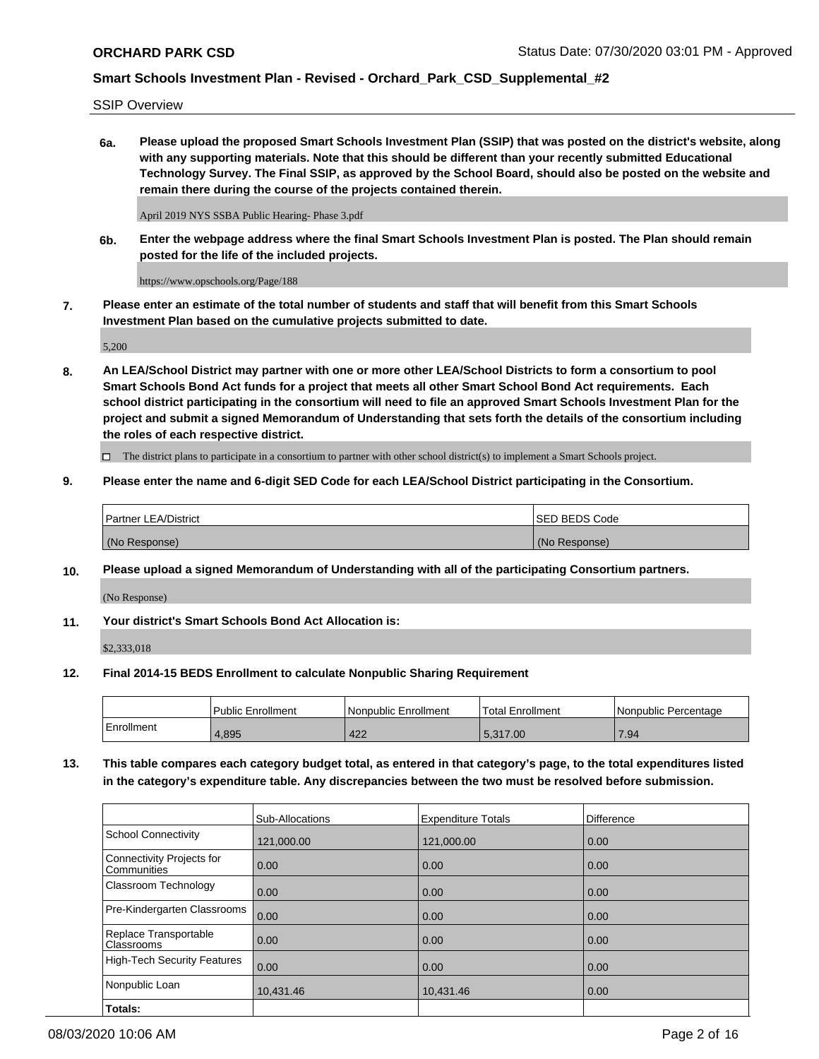SSIP Overview

**6a. Please upload the proposed Smart Schools Investment Plan (SSIP) that was posted on the district's website, along with any supporting materials. Note that this should be different than your recently submitted Educational Technology Survey. The Final SSIP, as approved by the School Board, should also be posted on the website and remain there during the course of the projects contained therein.**

April 2019 NYS SSBA Public Hearing- Phase 3.pdf

**6b. Enter the webpage address where the final Smart Schools Investment Plan is posted. The Plan should remain posted for the life of the included projects.**

https://www.opschools.org/Page/188

**7. Please enter an estimate of the total number of students and staff that will benefit from this Smart Schools Investment Plan based on the cumulative projects submitted to date.**

5,200

**8. An LEA/School District may partner with one or more other LEA/School Districts to form a consortium to pool Smart Schools Bond Act funds for a project that meets all other Smart School Bond Act requirements. Each school district participating in the consortium will need to file an approved Smart Schools Investment Plan for the project and submit a signed Memorandum of Understanding that sets forth the details of the consortium including the roles of each respective district.**

☐ The district plans to participate in a consortium to partner with other school district(s) to implement a Smart Schools project.

**9. Please enter the name and 6-digit SED Code for each LEA/School District participating in the Consortium.**

| Partner LEA/District | SED BEDS Code |
|---|---|
| (No Response) | (No Response) |

**10. Please upload a signed Memorandum of Understanding with all of the participating Consortium partners.**

(No Response)

**11. Your district's Smart Schools Bond Act Allocation is:**

$2,333,018

**12. Final 2014-15 BEDS Enrollment to calculate Nonpublic Sharing Requirement**

| | Public Enrollment | Nonpublic Enrollment | Total Enrollment | Nonpublic Percentage |
|---|---|---|---|---|
| Enrollment | 4,895 | 422 | 5,317.00 | 7.94 |

**13. This table compares each category budget total, as entered in that category's page, to the total expenditures listed in the category's expenditure table. Any discrepancies between the two must be resolved before submission.**

| | Sub-Allocations | Expenditure Totals | Difference |
|---|---|---|---|
| School Connectivity | 121,000.00 | 121,000.00 | 0.00 |
| Connectivity Projects for Communities | 0.00 | 0.00 | 0.00 |
| Classroom Technology | 0.00 | 0.00 | 0.00 |
| Pre-Kindergarten Classrooms | 0.00 | 0.00 | 0.00 |
| Replace Transportable Classrooms | 0.00 | 0.00 | 0.00 |
| High-Tech Security Features | 0.00 | 0.00 | 0.00 |
| Nonpublic Loan | 10,431.46 | 10,431.46 | 0.00 |
| **Totals:** | | | |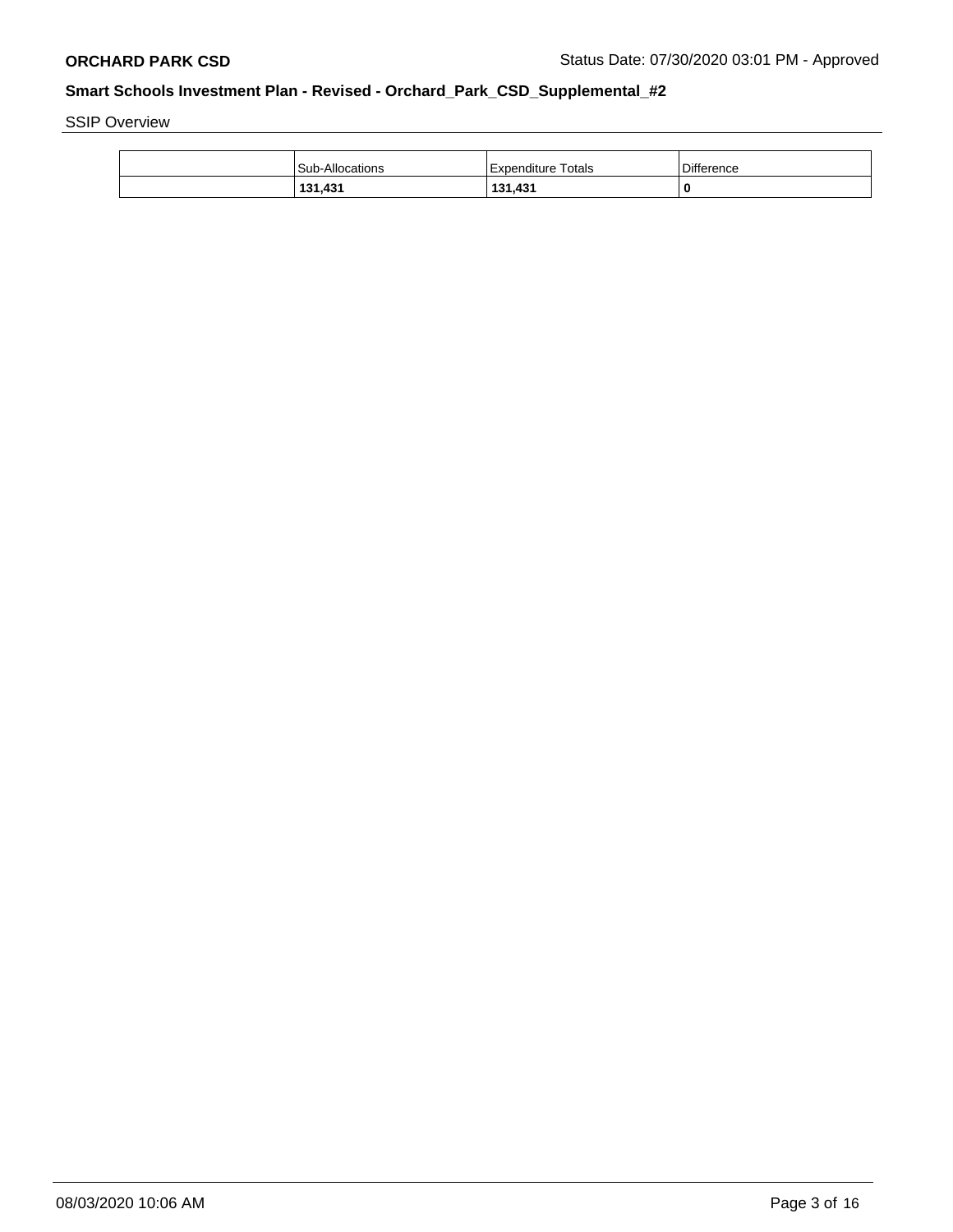SSIP Overview

| | Sub-Allocations | Expenditure Totals | Difference |
|---|---|---|---|
| | **131,431** | **131,431** | **0** |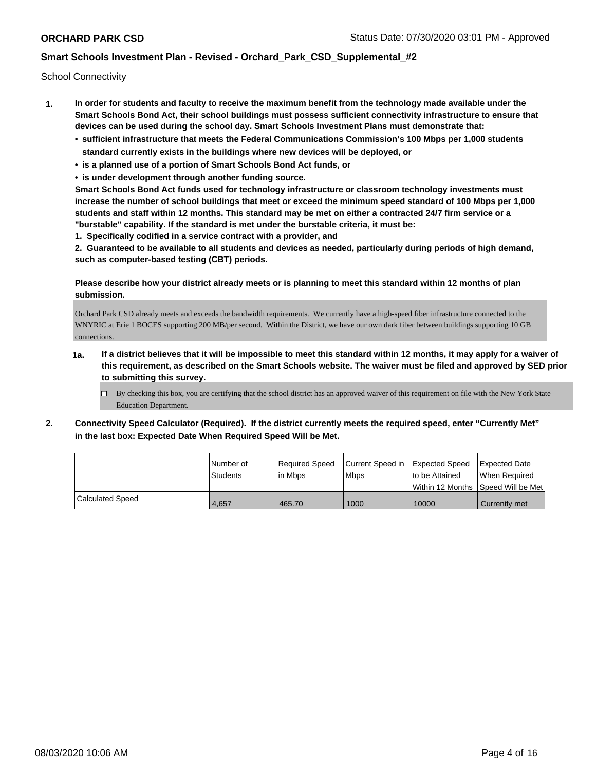School Connectivity

1. **In order for students and faculty to receive the maximum benefit from the technology made available under the Smart Schools Bond Act, their school buildings must possess sufficient connectivity infrastructure to ensure that devices can be used during the school day. Smart Schools Investment Plans must demonstrate that:**
   - **sufficient infrastructure that meets the Federal Communications Commission's 100 Mbps per 1,000 students standard currently exists in the buildings where new devices will be deployed, or**
   - **is a planned use of a portion of Smart Schools Bond Act funds, or**
   - **is under development through another funding source.**

   **Smart Schools Bond Act funds used for technology infrastructure or classroom technology investments must increase the number of school buildings that meet or exceed the minimum speed standard of 100 Mbps per 1,000 students and staff within 12 months. This standard may be met on either a contracted 24/7 firm service or a "burstable" capability. If the standard is met under the burstable criteria, it must be:**

   **1. Specifically codified in a service contract with a provider, and**

   **2. Guaranteed to be available to all students and devices as needed, particularly during periods of high demand, such as computer-based testing (CBT) periods.**

   **Please describe how your district already meets or is planning to meet this standard within 12 months of plan submission.**

   Orchard Park CSD already meets and exceeds the bandwidth requirements. We currently have a high-speed fiber infrastructure connected to the WNYRIC at Erie 1 BOCES supporting 200 MB/per second. Within the District, we have our own dark fiber between buildings supporting 10 GB connections.

   **1a. If a district believes that it will be impossible to meet this standard within 12 months, it may apply for a waiver of this requirement, as described on the Smart Schools website. The waiver must be filed and approved by SED prior to submitting this survey.**

   ☐ By checking this box, you are certifying that the school district has an approved waiver of this requirement on file with the New York State Education Department.

2. **Connectivity Speed Calculator (Required). If the district currently meets the required speed, enter "Currently Met" in the last box: Expected Date When Required Speed Will be Met.**

| | Number of Students | Required Speed in Mbps | Current Speed in Mbps | Expected Speed to be Attained Within 12 Months | Expected Date When Required Speed Will be Met |
|---|---|---|---|---|---|
| Calculated Speed | 4,657 | 465.70 | 1000 | 10000 | Currently met |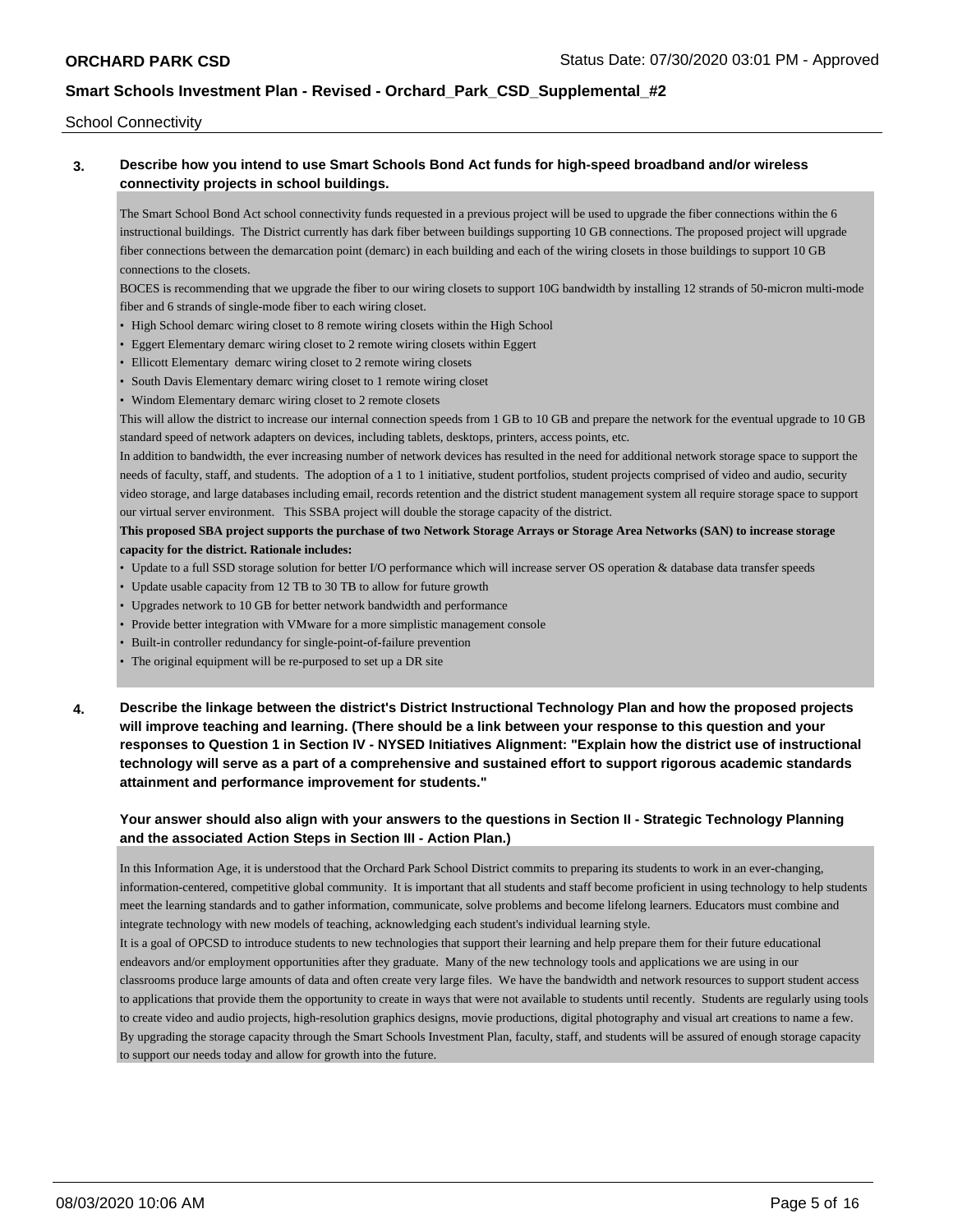School Connectivity

**3. Describe how you intend to use Smart Schools Bond Act funds for high-speed broadband and/or wireless connectivity projects in school buildings.**

The Smart School Bond Act school connectivity funds requested in a previous project will be used to upgrade the fiber connections within the 6 instructional buildings. The District currently has dark fiber between buildings supporting 10 GB connections. The proposed project will upgrade fiber connections between the demarcation point (demarc) in each building and each of the wiring closets in those buildings to support 10 GB connections to the closets.

BOCES is recommending that we upgrade the fiber to our wiring closets to support 10G bandwidth by installing 12 strands of 50-micron multi-mode fiber and 6 strands of single-mode fiber to each wiring closet.

- High School demarc wiring closet to 8 remote wiring closets within the High School
- Eggert Elementary demarc wiring closet to 2 remote wiring closets within Eggert
- Ellicott Elementary demarc wiring closet to 2 remote wiring closets
- South Davis Elementary demarc wiring closet to 1 remote wiring closet
- Windom Elementary demarc wiring closet to 2 remote closets

This will allow the district to increase our internal connection speeds from 1 GB to 10 GB and prepare the network for the eventual upgrade to 10 GB standard speed of network adapters on devices, including tablets, desktops, printers, access points, etc.

In addition to bandwidth, the ever increasing number of network devices has resulted in the need for additional network storage space to support the needs of faculty, staff, and students. The adoption of a 1 to 1 initiative, student portfolios, student projects comprised of video and audio, security video storage, and large databases including email, records retention and the district student management system all require storage space to support our virtual server environment. This SSBA project will double the storage capacity of the district.

**This proposed SBA project supports the purchase of two Network Storage Arrays or Storage Area Networks (SAN) to increase storage capacity for the district. Rationale includes:**

- Update to a full SSD storage solution for better I/O performance which will increase server OS operation & database data transfer speeds
- Update usable capacity from 12 TB to 30 TB to allow for future growth
- Upgrades network to 10 GB for better network bandwidth and performance
- Provide better integration with VMware for a more simplistic management console
- Built-in controller redundancy for single-point-of-failure prevention
- The original equipment will be re-purposed to set up a DR site

**4. Describe the linkage between the district's District Instructional Technology Plan and how the proposed projects will improve teaching and learning. (There should be a link between your response to this question and your responses to Question 1 in Section IV - NYSED Initiatives Alignment: "Explain how the district use of instructional technology will serve as a part of a comprehensive and sustained effort to support rigorous academic standards attainment and performance improvement for students."**

**Your answer should also align with your answers to the questions in Section II - Strategic Technology Planning and the associated Action Steps in Section III - Action Plan.)**

In this Information Age, it is understood that the Orchard Park School District commits to preparing its students to work in an ever-changing, information-centered, competitive global community. It is important that all students and staff become proficient in using technology to help students meet the learning standards and to gather information, communicate, solve problems and become lifelong learners. Educators must combine and integrate technology with new models of teaching, acknowledging each student's individual learning style.

It is a goal of OPCSD to introduce students to new technologies that support their learning and help prepare them for their future educational endeavors and/or employment opportunities after they graduate. Many of the new technology tools and applications we are using in our classrooms produce large amounts of data and often create very large files. We have the bandwidth and network resources to support student access to applications that provide them the opportunity to create in ways that were not available to students until recently. Students are regularly using tools to create video and audio projects, high-resolution graphics designs, movie productions, digital photography and visual art creations to name a few. By upgrading the storage capacity through the Smart Schools Investment Plan, faculty, staff, and students will be assured of enough storage capacity to support our needs today and allow for growth into the future.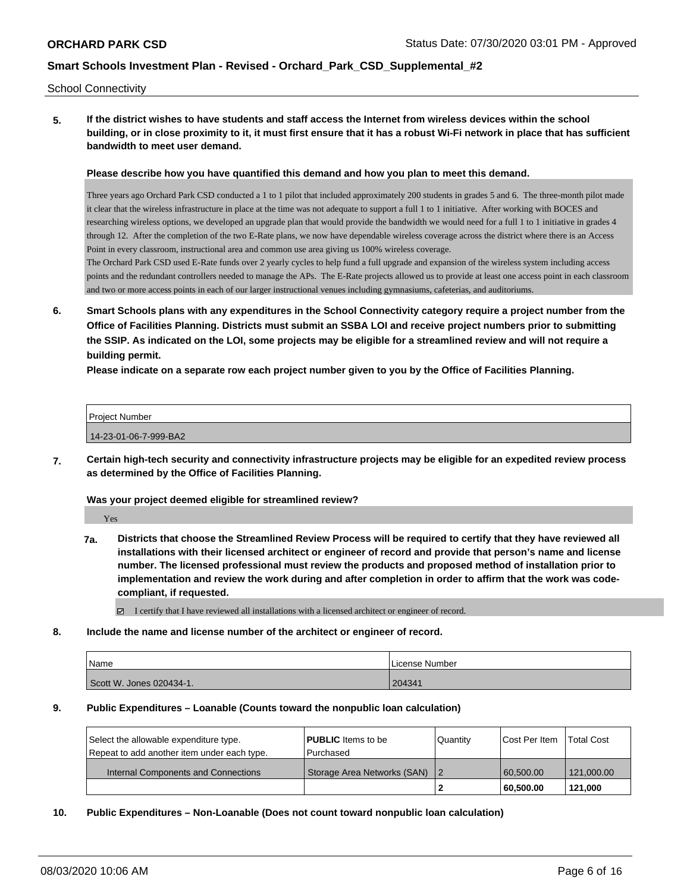School Connectivity

**5. If the district wishes to have students and staff access the Internet from wireless devices within the school building, or in close proximity to it, it must first ensure that it has a robust Wi-Fi network in place that has sufficient bandwidth to meet user demand.**

**Please describe how you have quantified this demand and how you plan to meet this demand.**

Three years ago Orchard Park CSD conducted a 1 to 1 pilot that included approximately 200 students in grades 5 and 6. The three-month pilot made it clear that the wireless infrastructure in place at the time was not adequate to support a full 1 to 1 initiative. After working with BOCES and researching wireless options, we developed an upgrade plan that would provide the bandwidth we would need for a full 1 to 1 initiative in grades 4 through 12. After the completion of the two E-Rate plans, we now have dependable wireless coverage across the district where there is an Access Point in every classroom, instructional area and common use area giving us 100% wireless coverage.
The Orchard Park CSD used E-Rate funds over 2 yearly cycles to help fund a full upgrade and expansion of the wireless system including access points and the redundant controllers needed to manage the APs. The E-Rate projects allowed us to provide at least one access point in each classroom and two or more access points in each of our larger instructional venues including gymnasiums, cafeterias, and auditoriums.

**6. Smart Schools plans with any expenditures in the School Connectivity category require a project number from the Office of Facilities Planning. Districts must submit an SSBA LOI and receive project numbers prior to submitting the SSIP. As indicated on the LOI, some projects may be eligible for a streamlined review and will not require a building permit.**
**Please indicate on a separate row each project number given to you by the Office of Facilities Planning.**

| Project Number |
|---|
| 14-23-01-06-7-999-BA2 |

**7. Certain high-tech security and connectivity infrastructure projects may be eligible for an expedited review process as determined by the Office of Facilities Planning.**

**Was your project deemed eligible for streamlined review?**

Yes

**7a. Districts that choose the Streamlined Review Process will be required to certify that they have reviewed all installations with their licensed architect or engineer of record and provide that person's name and license number. The licensed professional must review the products and proposed method of installation prior to implementation and review the work during and after completion in order to affirm that the work was code-compliant, if requested.**

☑ I certify that I have reviewed all installations with a licensed architect or engineer of record.

**8. Include the name and license number of the architect or engineer of record.**

| Name | License Number |
|---|---|
| Scott W. Jones 020434-1. | 204341 |

**9. Public Expenditures – Loanable (Counts toward the nonpublic loan calculation)**

| Select the allowable expenditure type. Repeat to add another item under each type. | **PUBLIC** Items to be Purchased | Quantity | Cost Per Item | Total Cost |
|---|---|---|---|---|
| Internal Components and Connections | Storage Area Networks (SAN) | 2 | 60,500.00 | 121,000.00 |
| | | **2** | **60,500.00** | **121,000** |

**10. Public Expenditures – Non-Loanable (Does not count toward nonpublic loan calculation)**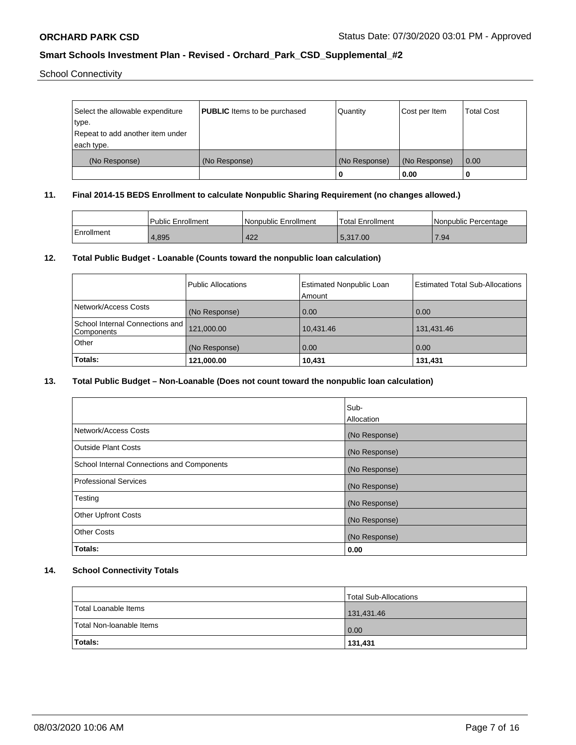School Connectivity

| Select the allowable expenditure type. Repeat to add another item under each type. | **PUBLIC** Items to be purchased | Quantity | Cost per Item | Total Cost |
|---|---|---|---|---|
| (No Response) | (No Response) | (No Response) | (No Response) | 0.00 |
| | | 0 | 0.00 | 0 |

## 11. Final 2014-15 BEDS Enrollment to calculate Nonpublic Sharing Requirement (no changes allowed.)

| | Public Enrollment | Nonpublic Enrollment | Total Enrollment | Nonpublic Percentage |
|---|---|---|---|---|
| Enrollment | 4,895 | 422 | 5,317.00 | 7.94 |

## 12. Total Public Budget - Loanable (Counts toward the nonpublic loan calculation)

| | Public Allocations | Estimated Nonpublic Loan Amount | Estimated Total Sub-Allocations |
|---|---|---|---|
| Network/Access Costs | (No Response) | 0.00 | 0.00 |
| School Internal Connections and Components | 121,000.00 | 10,431.46 | 131,431.46 |
| Other | (No Response) | 0.00 | 0.00 |
| **Totals:** | **121,000.00** | **10,431** | **131,431** |

## 13. Total Public Budget – Non-Loanable (Does not count toward the nonpublic loan calculation)

| | Sub-Allocation |
|---|---|
| Network/Access Costs | (No Response) |
| Outside Plant Costs | (No Response) |
| School Internal Connections and Components | (No Response) |
| Professional Services | (No Response) |
| Testing | (No Response) |
| Other Upfront Costs | (No Response) |
| Other Costs | (No Response) |
| **Totals:** | **0.00** |

## 14. School Connectivity Totals

| | Total Sub-Allocations |
|---|---|
| Total Loanable Items | 131,431.46 |
| Total Non-loanable Items | 0.00 |
| **Totals:** | **131,431** |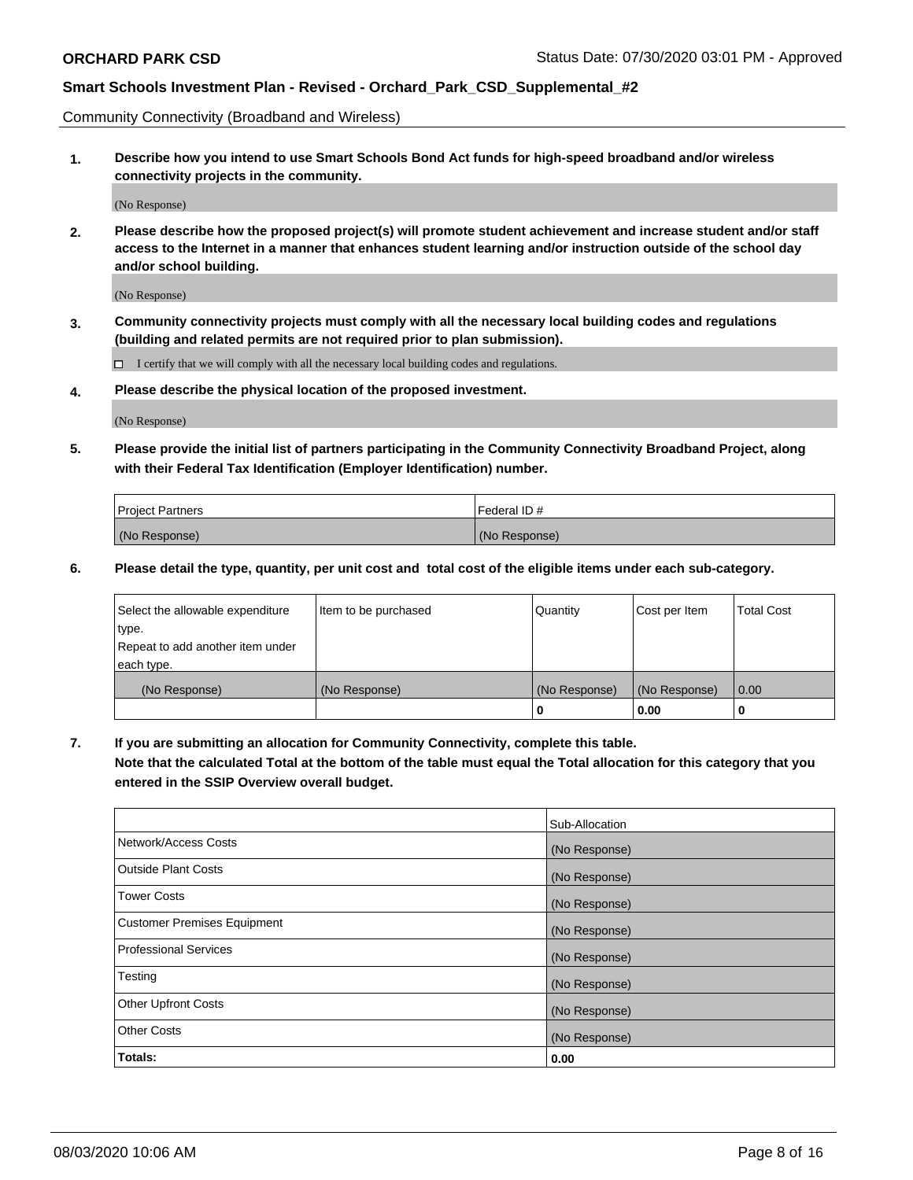Community Connectivity (Broadband and Wireless)

**1. Describe how you intend to use Smart Schools Bond Act funds for high-speed broadband and/or wireless connectivity projects in the community.**

(No Response)

**2. Please describe how the proposed project(s) will promote student achievement and increase student and/or staff access to the Internet in a manner that enhances student learning and/or instruction outside of the school day and/or school building.**

(No Response)

**3. Community connectivity projects must comply with all the necessary local building codes and regulations (building and related permits are not required prior to plan submission).**

☐ I certify that we will comply with all the necessary local building codes and regulations.

**4. Please describe the physical location of the proposed investment.**

(No Response)

**5. Please provide the initial list of partners participating in the Community Connectivity Broadband Project, along with their Federal Tax Identification (Employer Identification) number.**

| Project Partners | Federal ID # |
|---|---|
| (No Response) | (No Response) |

**6. Please detail the type, quantity, per unit cost and total cost of the eligible items under each sub-category.**

| Select the allowable expenditure type. Repeat to add another item under each type. | Item to be purchased | Quantity | Cost per Item | Total Cost |
|---|---|---|---|---|
| (No Response) | (No Response) | (No Response) | (No Response) | 0.00 |
| | | 0 | 0.00 | 0 |

**7. If you are submitting an allocation for Community Connectivity, complete this table. Note that the calculated Total at the bottom of the table must equal the Total allocation for this category that you entered in the SSIP Overview overall budget.**

| | Sub-Allocation |
|---|---|
| Network/Access Costs | (No Response) |
| Outside Plant Costs | (No Response) |
| Tower Costs | (No Response) |
| Customer Premises Equipment | (No Response) |
| Professional Services | (No Response) |
| Testing | (No Response) |
| Other Upfront Costs | (No Response) |
| Other Costs | (No Response) |
| **Totals:** | **0.00** |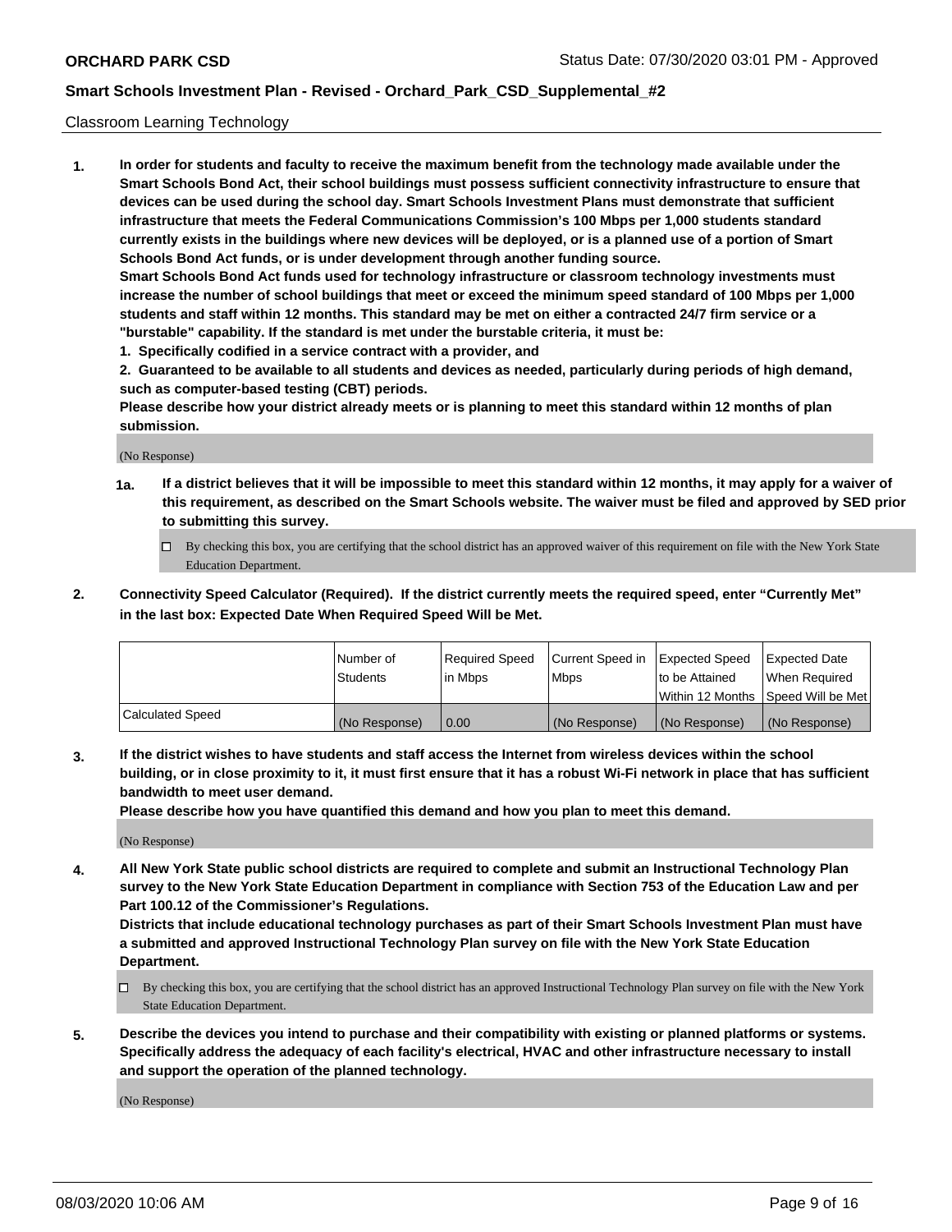Classroom Learning Technology

**1. In order for students and faculty to receive the maximum benefit from the technology made available under the Smart Schools Bond Act, their school buildings must possess sufficient connectivity infrastructure to ensure that devices can be used during the school day. Smart Schools Investment Plans must demonstrate that sufficient infrastructure that meets the Federal Communications Commission's 100 Mbps per 1,000 students standard currently exists in the buildings where new devices will be deployed, or is a planned use of a portion of Smart Schools Bond Act funds, or is under development through another funding source.**

**Smart Schools Bond Act funds used for technology infrastructure or classroom technology investments must increase the number of school buildings that meet or exceed the minimum speed standard of 100 Mbps per 1,000 students and staff within 12 months. This standard may be met on either a contracted 24/7 firm service or a "burstable" capability. If the standard is met under the burstable criteria, it must be:**

**1. Specifically codified in a service contract with a provider, and**

**2. Guaranteed to be available to all students and devices as needed, particularly during periods of high demand, such as computer-based testing (CBT) periods.**

**Please describe how your district already meets or is planning to meet this standard within 12 months of plan submission.**

(No Response)

**1a. If a district believes that it will be impossible to meet this standard within 12 months, it may apply for a waiver of this requirement, as described on the Smart Schools website. The waiver must be filed and approved by SED prior to submitting this survey.**

- ☐ By checking this box, you are certifying that the school district has an approved waiver of this requirement on file with the New York State Education Department.

**2. Connectivity Speed Calculator (Required). If the district currently meets the required speed, enter "Currently Met" in the last box: Expected Date When Required Speed Will be Met.**

| | Number of Students | Required Speed in Mbps | Current Speed in Mbps | Expected Speed to be Attained Within 12 Months | Expected Date When Required Speed Will be Met |
|---|---|---|---|---|---|
| Calculated Speed | (No Response) | 0.00 | (No Response) | (No Response) | (No Response) |

**3. If the district wishes to have students and staff access the Internet from wireless devices within the school building, or in close proximity to it, it must first ensure that it has a robust Wi-Fi network in place that has sufficient bandwidth to meet user demand.**

**Please describe how you have quantified this demand and how you plan to meet this demand.**

(No Response)

**4. All New York State public school districts are required to complete and submit an Instructional Technology Plan survey to the New York State Education Department in compliance with Section 753 of the Education Law and per Part 100.12 of the Commissioner's Regulations.**

**Districts that include educational technology purchases as part of their Smart Schools Investment Plan must have a submitted and approved Instructional Technology Plan survey on file with the New York State Education Department.**

- ☐ By checking this box, you are certifying that the school district has an approved Instructional Technology Plan survey on file with the New York State Education Department.

**5. Describe the devices you intend to purchase and their compatibility with existing or planned platforms or systems. Specifically address the adequacy of each facility's electrical, HVAC and other infrastructure necessary to install and support the operation of the planned technology.**

(No Response)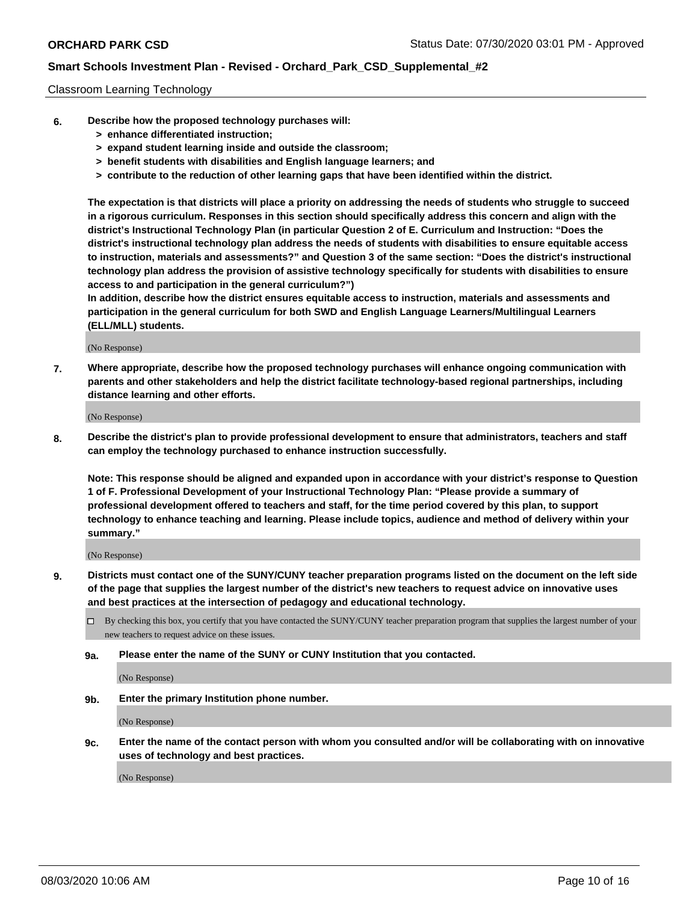Classroom Learning Technology

6. **Describe how the proposed technology purchases will:**
   - **> enhance differentiated instruction;**
   - **> expand student learning inside and outside the classroom;**
   - **> benefit students with disabilities and English language learners; and**
   - **> contribute to the reduction of other learning gaps that have been identified within the district.**

   **The expectation is that districts will place a priority on addressing the needs of students who struggle to succeed in a rigorous curriculum. Responses in this section should specifically address this concern and align with the district's Instructional Technology Plan (in particular Question 2 of E. Curriculum and Instruction: "Does the district's instructional technology plan address the needs of students with disabilities to ensure equitable access to instruction, materials and assessments?" and Question 3 of the same section: "Does the district's instructional technology plan address the provision of assistive technology specifically for students with disabilities to ensure access to and participation in the general curriculum?")**

   **In addition, describe how the district ensures equitable access to instruction, materials and assessments and participation in the general curriculum for both SWD and English Language Learners/Multilingual Learners (ELL/MLL) students.**

   (No Response)

7. **Where appropriate, describe how the proposed technology purchases will enhance ongoing communication with parents and other stakeholders and help the district facilitate technology-based regional partnerships, including distance learning and other efforts.**

   (No Response)

8. **Describe the district's plan to provide professional development to ensure that administrators, teachers and staff can employ the technology purchased to enhance instruction successfully.**

   **Note: This response should be aligned and expanded upon in accordance with your district's response to Question 1 of F. Professional Development of your Instructional Technology Plan: "Please provide a summary of professional development offered to teachers and staff, for the time period covered by this plan, to support technology to enhance teaching and learning. Please include topics, audience and method of delivery within your summary."**

   (No Response)

9. **Districts must contact one of the SUNY/CUNY teacher preparation programs listed on the document on the left side of the page that supplies the largest number of the district's new teachers to request advice on innovative uses and best practices at the intersection of pedagogy and educational technology.**

   ☐ By checking this box, you certify that you have contacted the SUNY/CUNY teacher preparation program that supplies the largest number of your new teachers to request advice on these issues.

   **9a. Please enter the name of the SUNY or CUNY Institution that you contacted.**

   (No Response)

   **9b. Enter the primary Institution phone number.**

   (No Response)

   **9c. Enter the name of the contact person with whom you consulted and/or will be collaborating with on innovative uses of technology and best practices.**

   (No Response)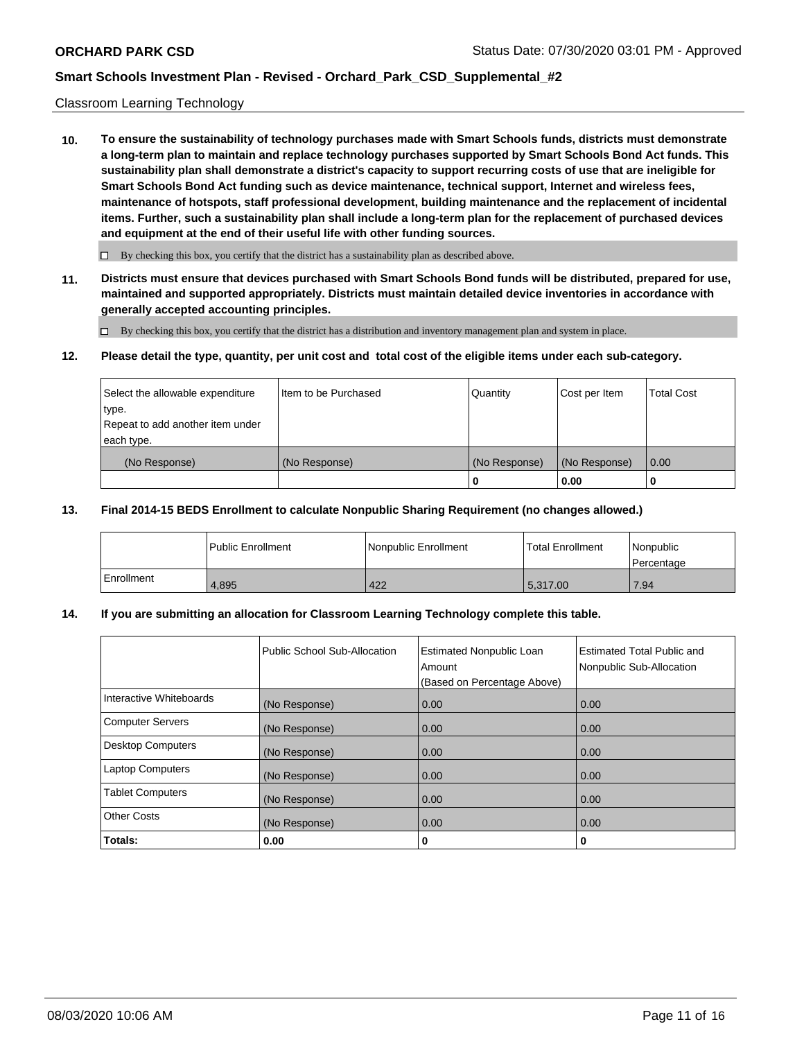Classroom Learning Technology

**10. To ensure the sustainability of technology purchases made with Smart Schools funds, districts must demonstrate a long-term plan to maintain and replace technology purchases supported by Smart Schools Bond Act funds. This sustainability plan shall demonstrate a district's capacity to support recurring costs of use that are ineligible for Smart Schools Bond Act funding such as device maintenance, technical support, Internet and wireless fees, maintenance of hotspots, staff professional development, building maintenance and the replacement of incidental items. Further, such a sustainability plan shall include a long-term plan for the replacement of purchased devices and equipment at the end of their useful life with other funding sources.**

☐ By checking this box, you certify that the district has a sustainability plan as described above.

**11. Districts must ensure that devices purchased with Smart Schools Bond funds will be distributed, prepared for use, maintained and supported appropriately. Districts must maintain detailed device inventories in accordance with generally accepted accounting principles.**

☐ By checking this box, you certify that the district has a distribution and inventory management plan and system in place.

**12. Please detail the type, quantity, per unit cost and total cost of the eligible items under each sub-category.**

| Select the allowable expenditure type. Repeat to add another item under each type. | Item to be Purchased | Quantity | Cost per Item | Total Cost |
|---|---|---|---|---|
| (No Response) | (No Response) | (No Response) | (No Response) | 0.00 |
| | | 0 | 0.00 | 0 |

**13. Final 2014-15 BEDS Enrollment to calculate Nonpublic Sharing Requirement (no changes allowed.)**

| | Public Enrollment | Nonpublic Enrollment | Total Enrollment | Nonpublic Percentage |
|---|---|---|---|---|
| Enrollment | 4,895 | 422 | 5,317.00 | 7.94 |

**14. If you are submitting an allocation for Classroom Learning Technology complete this table.**

| | Public School Sub-Allocation | Estimated Nonpublic Loan Amount (Based on Percentage Above) | Estimated Total Public and Nonpublic Sub-Allocation |
|---|---|---|---|
| Interactive Whiteboards | (No Response) | 0.00 | 0.00 |
| Computer Servers | (No Response) | 0.00 | 0.00 |
| Desktop Computers | (No Response) | 0.00 | 0.00 |
| Laptop Computers | (No Response) | 0.00 | 0.00 |
| Tablet Computers | (No Response) | 0.00 | 0.00 |
| Other Costs | (No Response) | 0.00 | 0.00 |
| **Totals:** | **0.00** | **0** | **0** |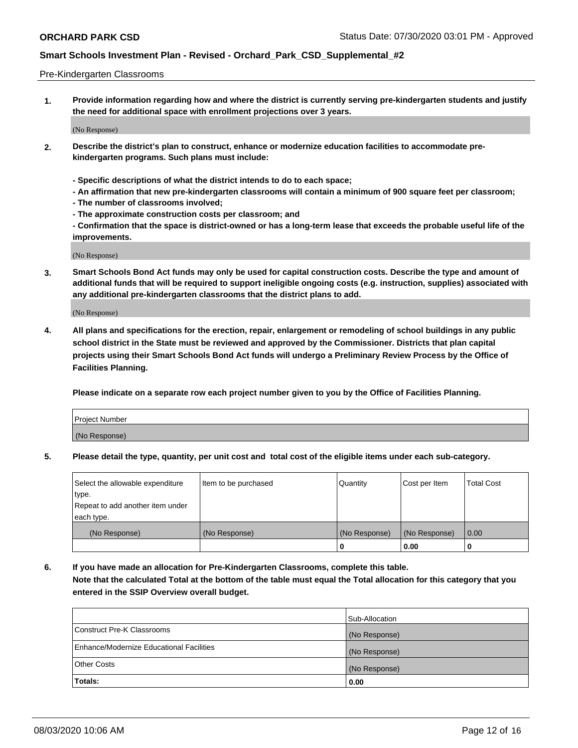Pre-Kindergarten Classrooms

**1. Provide information regarding how and where the district is currently serving pre-kindergarten students and justify the need for additional space with enrollment projections over 3 years.**

(No Response)

**2. Describe the district's plan to construct, enhance or modernize education facilities to accommodate pre-kindergarten programs. Such plans must include:**

**- Specific descriptions of what the district intends to do to each space;**
**- An affirmation that new pre-kindergarten classrooms will contain a minimum of 900 square feet per classroom;**
**- The number of classrooms involved;**
**- The approximate construction costs per classroom; and**
**- Confirmation that the space is district-owned or has a long-term lease that exceeds the probable useful life of the improvements.**

(No Response)

**3. Smart Schools Bond Act funds may only be used for capital construction costs. Describe the type and amount of additional funds that will be required to support ineligible ongoing costs (e.g. instruction, supplies) associated with any additional pre-kindergarten classrooms that the district plans to add.**

(No Response)

**4. All plans and specifications for the erection, repair, enlargement or remodeling of school buildings in any public school district in the State must be reviewed and approved by the Commissioner. Districts that plan capital projects using their Smart Schools Bond Act funds will undergo a Preliminary Review Process by the Office of Facilities Planning.**

**Please indicate on a separate row each project number given to you by the Office of Facilities Planning.**

| Project Number |
| --- |
| (No Response) |

**5. Please detail the type, quantity, per unit cost and total cost of the eligible items under each sub-category.**

| Select the allowable expenditure type. Repeat to add another item under each type. | Item to be purchased | Quantity | Cost per Item | Total Cost |
| --- | --- | --- | --- | --- |
| (No Response) | (No Response) | (No Response) | (No Response) | 0.00 |
| | | 0 | 0.00 | 0 |

**6. If you have made an allocation for Pre-Kindergarten Classrooms, complete this table. Note that the calculated Total at the bottom of the table must equal the Total allocation for this category that you entered in the SSIP Overview overall budget.**

| | Sub-Allocation |
| --- | --- |
| Construct Pre-K Classrooms | (No Response) |
| Enhance/Modernize Educational Facilities | (No Response) |
| Other Costs | (No Response) |
| **Totals:** | **0.00** |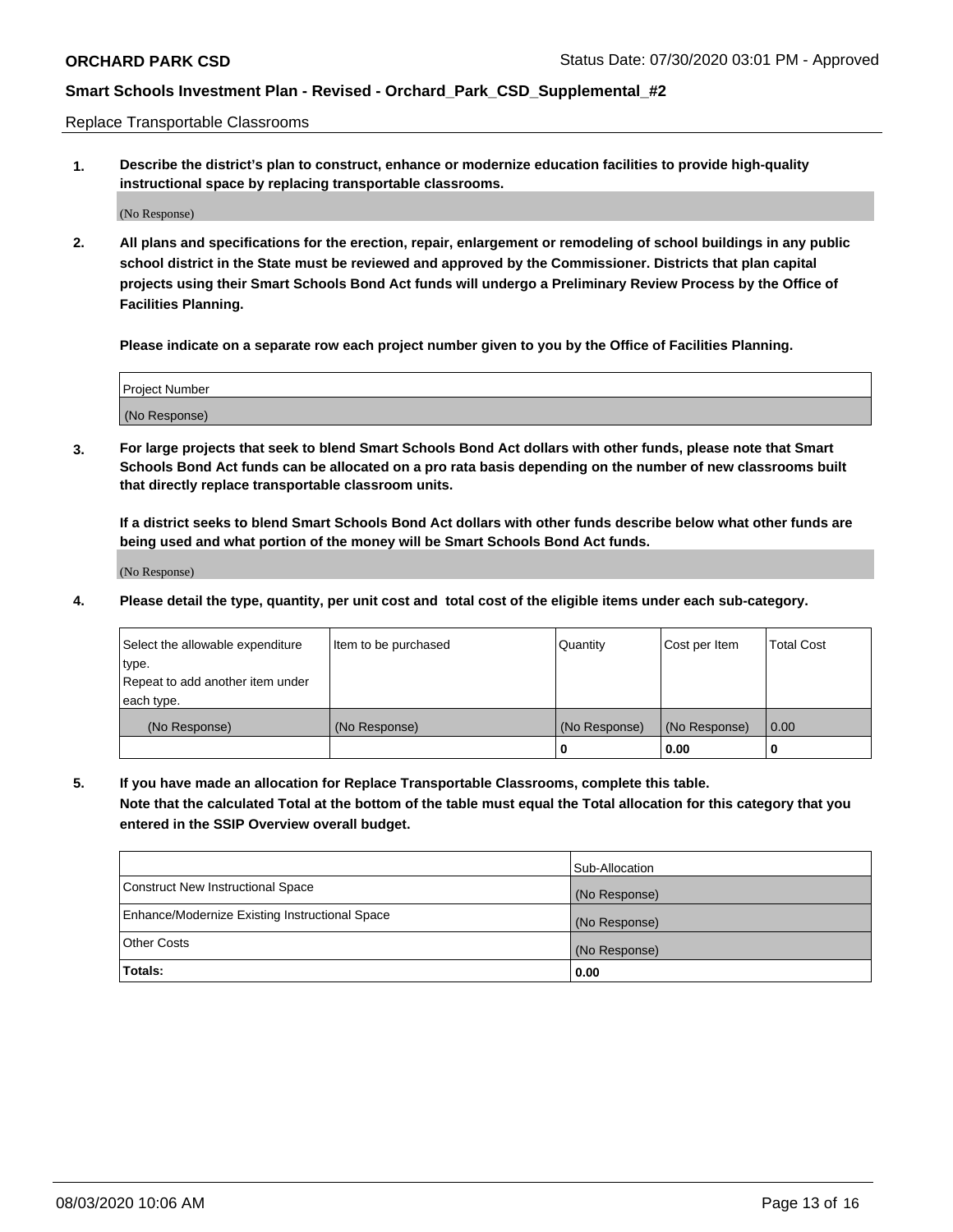Replace Transportable Classrooms

**1. Describe the district's plan to construct, enhance or modernize education facilities to provide high-quality instructional space by replacing transportable classrooms.**

(No Response)

**2. All plans and specifications for the erection, repair, enlargement or remodeling of school buildings in any public school district in the State must be reviewed and approved by the Commissioner. Districts that plan capital projects using their Smart Schools Bond Act funds will undergo a Preliminary Review Process by the Office of Facilities Planning.**

**Please indicate on a separate row each project number given to you by the Office of Facilities Planning.**

| Project Number |
|---|
| (No Response) |

**3. For large projects that seek to blend Smart Schools Bond Act dollars with other funds, please note that Smart Schools Bond Act funds can be allocated on a pro rata basis depending on the number of new classrooms built that directly replace transportable classroom units.**

**If a district seeks to blend Smart Schools Bond Act dollars with other funds describe below what other funds are being used and what portion of the money will be Smart Schools Bond Act funds.**

(No Response)

**4. Please detail the type, quantity, per unit cost and total cost of the eligible items under each sub-category.**

| Select the allowable expenditure type. Repeat to add another item under each type. | Item to be purchased | Quantity | Cost per Item | Total Cost |
|---|---|---|---|---|
| (No Response) | (No Response) | (No Response) | (No Response) | 0.00 |
| | | 0 | 0.00 | 0 |

**5. If you have made an allocation for Replace Transportable Classrooms, complete this table. Note that the calculated Total at the bottom of the table must equal the Total allocation for this category that you entered in the SSIP Overview overall budget.**

| | Sub-Allocation |
|---|---|
| Construct New Instructional Space | (No Response) |
| Enhance/Modernize Existing Instructional Space | (No Response) |
| Other Costs | (No Response) |
| **Totals:** | **0.00** |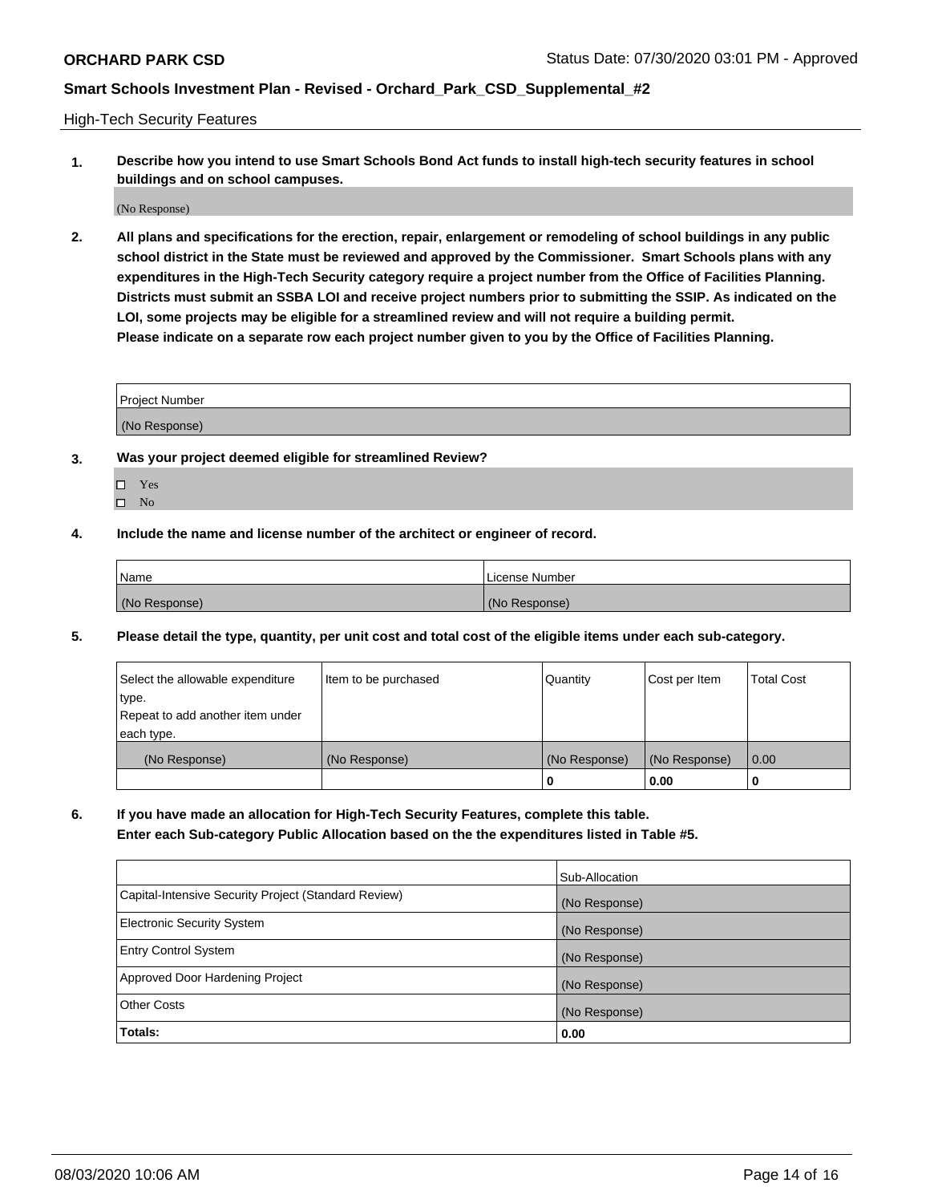High-Tech Security Features

**1. Describe how you intend to use Smart Schools Bond Act funds to install high-tech security features in school buildings and on school campuses.**

(No Response)

**2. All plans and specifications for the erection, repair, enlargement or remodeling of school buildings in any public school district in the State must be reviewed and approved by the Commissioner. Smart Schools plans with any expenditures in the High-Tech Security category require a project number from the Office of Facilities Planning. Districts must submit an SSBA LOI and receive project numbers prior to submitting the SSIP. As indicated on the LOI, some projects may be eligible for a streamlined review and will not require a building permit. Please indicate on a separate row each project number given to you by the Office of Facilities Planning.**

| Project Number |
| --- |
| (No Response) |

**3. Was your project deemed eligible for streamlined Review?**

- ☐ Yes
- ☐ No

**4. Include the name and license number of the architect or engineer of record.**

| Name | License Number |
| --- | --- |
| (No Response) | (No Response) |

**5. Please detail the type, quantity, per unit cost and total cost of the eligible items under each sub-category.**

| Select the allowable expenditure type. Repeat to add another item under each type. | Item to be purchased | Quantity | Cost per Item | Total Cost |
| --- | --- | --- | --- | --- |
| (No Response) | (No Response) | (No Response) | (No Response) | 0.00 |
| | | 0 | 0.00 | 0 |

**6. If you have made an allocation for High-Tech Security Features, complete this table. Enter each Sub-category Public Allocation based on the the expenditures listed in Table #5.**

| | Sub-Allocation |
| --- | --- |
| Capital-Intensive Security Project (Standard Review) | (No Response) |
| Electronic Security System | (No Response) |
| Entry Control System | (No Response) |
| Approved Door Hardening Project | (No Response) |
| Other Costs | (No Response) |
| **Totals:** | **0.00** |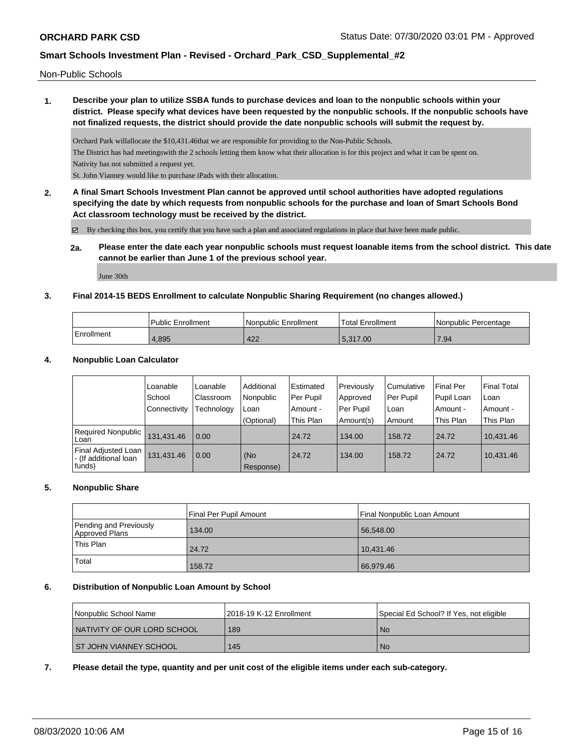Non-Public Schools

**1. Describe your plan to utilize SSBA funds to purchase devices and loan to the nonpublic schools within your district. Please specify what devices have been requested by the nonpublic schools. If the nonpublic schools have not finalized requests, the district should provide the date nonpublic schools will submit the request by.**

Orchard Park willallocate the $10,431.46that we are responsible for providing to the Non-Public Schools.

The District has had meetingswith the 2 schools letting them know what their allocation is for this project and what it can be spent on.

Nativity has not submitted a request yet.

St. John Vianney would like to purchase iPads with their allocation.

**2. A final Smart Schools Investment Plan cannot be approved until school authorities have adopted regulations specifying the date by which requests from nonpublic schools for the purchase and loan of Smart Schools Bond Act classroom technology must be received by the district.**

☑ By checking this box, you certify that you have such a plan and associated regulations in place that have been made public.

**2a. Please enter the date each year nonpublic schools must request loanable items from the school district. This date cannot be earlier than June 1 of the previous school year.**

June 30th

**3. Final 2014-15 BEDS Enrollment to calculate Nonpublic Sharing Requirement (no changes allowed.)**

| | Public Enrollment | Nonpublic Enrollment | Total Enrollment | Nonpublic Percentage |
|---|---|---|---|---|
| Enrollment | 4,895 | 422 | 5,317.00 | 7.94 |

**4. Nonpublic Loan Calculator**

| | Loanable School Connectivity | Loanable Classroom Technology | Additional Nonpublic Loan (Optional) | Estimated Per Pupil Amount - This Plan | Previously Approved Per Pupil Amount(s) | Cumulative Per Pupil Loan Amount | Final Per Pupil Loan Amount - This Plan | Final Total Loan Amount - This Plan |
|---|---|---|---|---|---|---|---|---|
| Required Nonpublic Loan | 131,431.46 | 0.00 | | 24.72 | 134.00 | 158.72 | 24.72 | 10,431.46 |
| Final Adjusted Loan - (If additional loan funds) | 131,431.46 | 0.00 | (No Response) | 24.72 | 134.00 | 158.72 | 24.72 | 10,431.46 |

**5. Nonpublic Share**

| | Final Per Pupil Amount | Final Nonpublic Loan Amount |
|---|---|---|
| Pending and Previously Approved Plans | 134.00 | 56,548.00 |
| This Plan | 24.72 | 10,431.46 |
| Total | 158.72 | 66,979.46 |

**6. Distribution of Nonpublic Loan Amount by School**

| Nonpublic School Name | 2018-19 K-12 Enrollment | Special Ed School? If Yes, not eligible |
|---|---|---|
| NATIVITY OF OUR LORD SCHOOL | 189 | No |
| ST JOHN VIANNEY SCHOOL | 145 | No |

**7. Please detail the type, quantity and per unit cost of the eligible items under each sub-category.**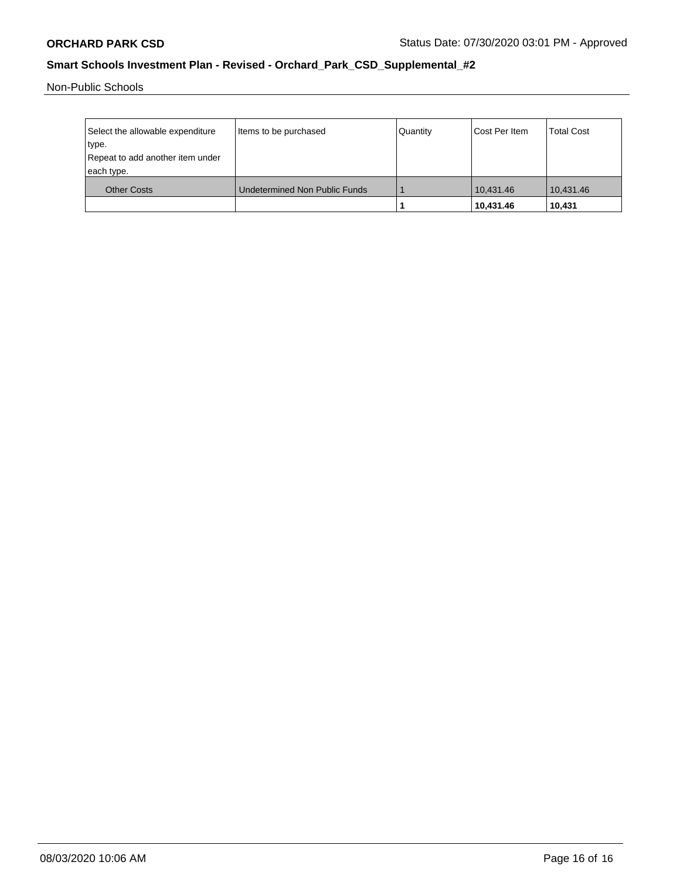Non-Public Schools

| Select the allowable expenditure type. Repeat to add another item under each type. | Items to be purchased | Quantity | Cost Per Item | Total Cost |
|---|---|---|---|---|
| Other Costs | Undetermined Non Public Funds | 1 | 10,431.46 | 10,431.46 |
| | | **1** | **10,431.46** | **10,431** |